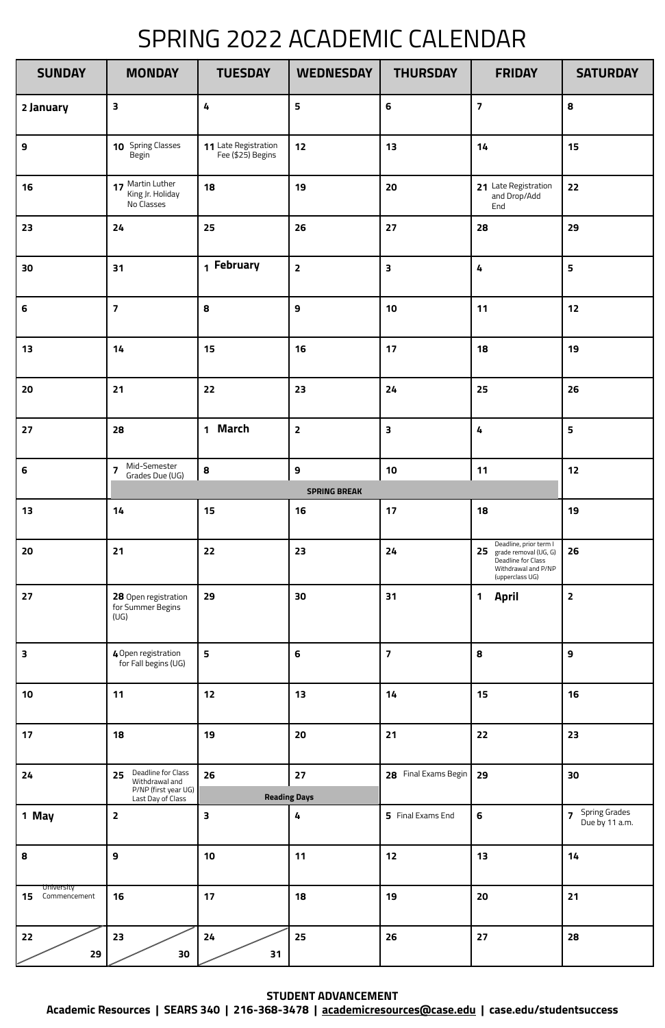# SPRING 2022 ACADEMIC CALENDAR

| SUNDAY | MONDAY | TUESDAY | WEDNESDAY | THURSDAY | FRIDAY | SATURDAY |
|---|---|---|---|---|---|---|
| **2 January** | **3** | **4** | **5** | **6** | **7** | **8** |
| **9** | **10** Spring Classes Begin | **11** Late Registration Fee ($25) Begins | **12** | **13** | **14** | **15** |
| **16** | **17** Martin Luther King Jr. Holiday No Classes | **18** | **19** | **20** | **21** Late Registration and Drop/Add End | **22** |
| **23** | **24** | **25** | **26** | **27** | **28** | **29** |
| **30** | **31** | **1 February** | **2** | **3** | **4** | **5** |
| **6** | **7** | **8** | **9** | **10** | **11** | **12** |
| **13** | **14** | **15** | **16** | **17** | **18** | **19** |
| **20** | **21** | **22** | **23** | **24** | **25** | **26** |
| **27** | **28** | **1 March** | **2** | **3** | **4** | **5** |
| **6** | **7** Mid-Semester Grades Due (UG) — SPRING BREAK | **8** SPRING BREAK | **9** SPRING BREAK | **10** SPRING BREAK | **11** SPRING BREAK | **12** |
| **13** | **14** | **15** | **16** | **17** | **18** | **19** |
| **20** | **21** | **22** | **23** | **24** | **25** Deadline, prior term I grade removal (UG, G) Deadline for Class Withdrawal and P/NP (upperclass UG) | **26** |
| **27** | **28** Open registration for Summer Begins (UG) | **29** | **30** | **31** | **1 April** | **2** |
| **3** | **4** Open registration for Fall begins (UG) | **5** | **6** | **7** | **8** | **9** |
| **10** | **11** | **12** | **13** | **14** | **15** | **16** |
| **17** | **18** | **19** | **20** | **21** | **22** | **23** |
| **24** | **25** Deadline for Class Withdrawal and P/NP (first year UG) Last Day of Class | **26** Reading Days | **27** Reading Days | **28** Final Exams Begin | **29** | **30** |
| **1 May** | **2** | **3** | **4** | **5** Final Exams End | **6** | **7** Spring Grades Due by 11 a.m. |
| **8** | **9** | **10** | **11** | **12** | **13** | **14** |
| **15** University Commencement | **16** | **17** | **18** | **19** | **20** | **21** |
| **22** / **29** | **23** / **30** | **24** / **31** | **25** | **26** | **27** | **28** |

**STUDENT ADVANCEMENT**

**Academic Resources | SEARS 340 | 216-368-3478 | academicresources@case.edu | case.edu/studentsuccess**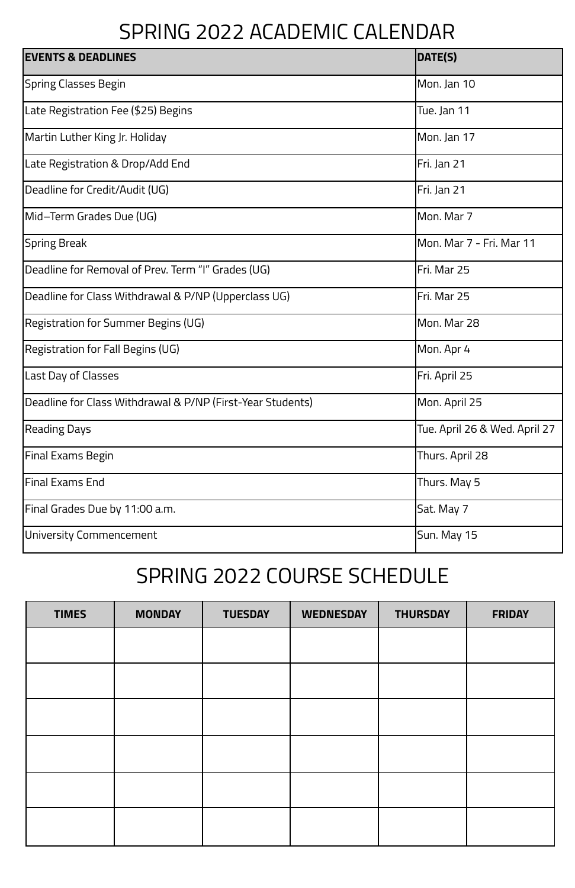# SPRING 2022 ACADEMIC CALENDAR

| **EVENTS & DEADLINES** | **DATE(S)** |
|---|---|
| Spring Classes Begin | Mon. Jan 10 |
| Late Registration Fee ($25) Begins | Tue. Jan 11 |
| Martin Luther King Jr. Holiday | Mon. Jan 17 |
| Late Registration & Drop/Add End | Fri. Jan 21 |
| Deadline for Credit/Audit (UG) | Fri. Jan 21 |
| Mid–Term Grades Due (UG) | Mon. Mar 7 |
| Spring Break | Mon. Mar 7 - Fri. Mar 11 |
| Deadline for Removal of Prev. Term "I" Grades (UG) | Fri. Mar 25 |
| Deadline for Class Withdrawal & P/NP (Upperclass UG) | Fri. Mar 25 |
| Registration for Summer Begins (UG) | Mon. Mar 28 |
| Registration for Fall Begins (UG) | Mon. Apr 4 |
| Last Day of Classes | Fri. April 25 |
| Deadline for Class Withdrawal & P/NP (First-Year Students) | Mon. April 25 |
| Reading Days | Tue. April 26 & Wed. April 27 |
| Final Exams Begin | Thurs. April 28 |
| Final Exams End | Thurs. May 5 |
| Final Grades Due by 11:00 a.m. | Sat. May 7 |
| University Commencement | Sun. May 15 |

# SPRING 2022 COURSE SCHEDULE

| **TIMES** | **MONDAY** | **TUESDAY** | **WEDNESDAY** | **THURSDAY** | **FRIDAY** |
|---|---|---|---|---|---|
| | | | | | |
| | | | | | |
| | | | | | |
| | | | | | |
| | | | | | |
| | | | | | |